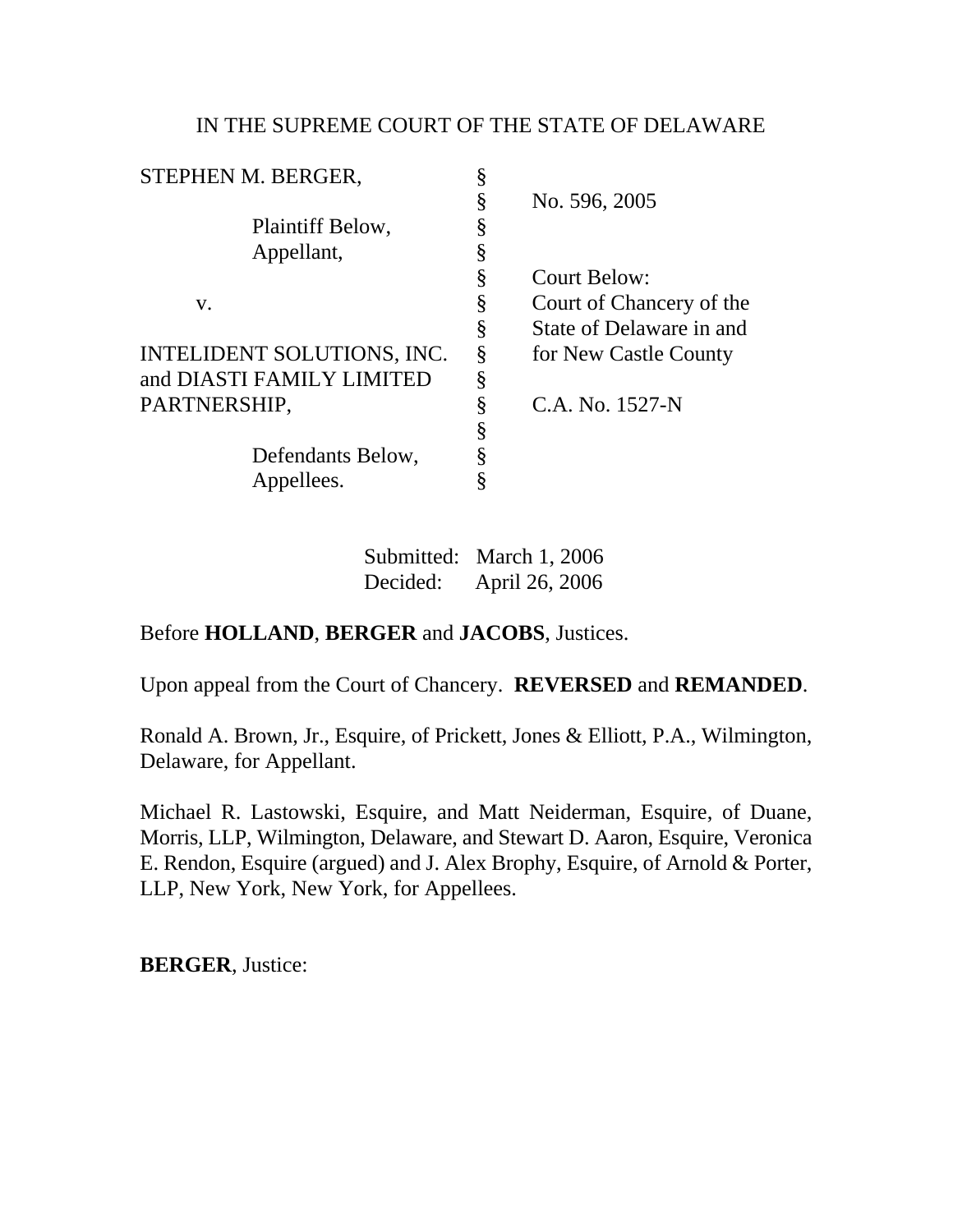IN THE SUPREME COURT OF THE STATE OF DELAWARE

| | | |
|---|---|---|
| STEPHEN M. BERGER, | § | |
| | § | No. 596, 2005 |
| Plaintiff Below, | § | |
| Appellant, | § | |
| | § | Court Below: |
| v. | § | Court of Chancery of the |
| | § | State of Delaware in and |
| INTELIDENT SOLUTIONS, INC. | § | for New Castle County |
| and DIASTI FAMILY LIMITED | § | |
| PARTNERSHIP, | § | C.A. No. 1527-N |
| | § | |
| Defendants Below, | § | |
| Appellees. | § | |

Submitted: March 1, 2006
Decided: April 26, 2006

Before **HOLLAND**, **BERGER** and **JACOBS**, Justices.

Upon appeal from the Court of Chancery. **REVERSED** and **REMANDED**.

Ronald A. Brown, Jr., Esquire, of Prickett, Jones & Elliott, P.A., Wilmington, Delaware, for Appellant.

Michael R. Lastowski, Esquire, and Matt Neiderman, Esquire, of Duane, Morris, LLP, Wilmington, Delaware, and Stewart D. Aaron, Esquire, Veronica E. Rendon, Esquire (argued) and J. Alex Brophy, Esquire, of Arnold & Porter, LLP, New York, New York, for Appellees.

**BERGER**, Justice: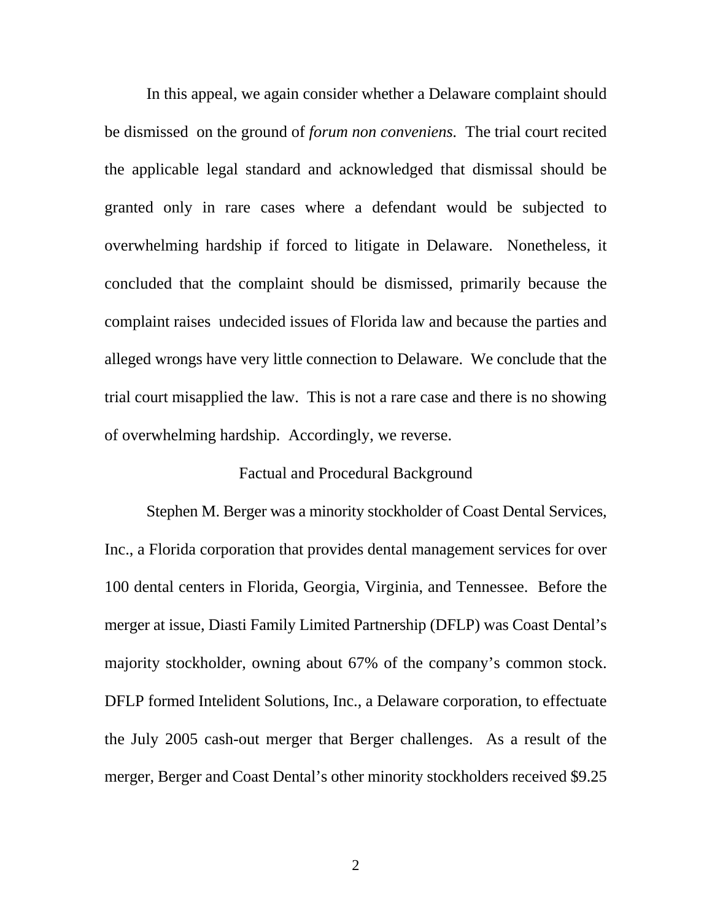In this appeal, we again consider whether a Delaware complaint should be dismissed on the ground of *forum non conveniens.* The trial court recited the applicable legal standard and acknowledged that dismissal should be granted only in rare cases where a defendant would be subjected to overwhelming hardship if forced to litigate in Delaware. Nonetheless, it concluded that the complaint should be dismissed, primarily because the complaint raises undecided issues of Florida law and because the parties and alleged wrongs have very little connection to Delaware. We conclude that the trial court misapplied the law. This is not a rare case and there is no showing of overwhelming hardship. Accordingly, we reverse.

## Factual and Procedural Background

Stephen M. Berger was a minority stockholder of Coast Dental Services, Inc., a Florida corporation that provides dental management services for over 100 dental centers in Florida, Georgia, Virginia, and Tennessee. Before the merger at issue, Diasti Family Limited Partnership (DFLP) was Coast Dental's majority stockholder, owning about 67% of the company's common stock. DFLP formed Intelident Solutions, Inc., a Delaware corporation, to effectuate the July 2005 cash-out merger that Berger challenges. As a result of the merger, Berger and Coast Dental's other minority stockholders received $9.25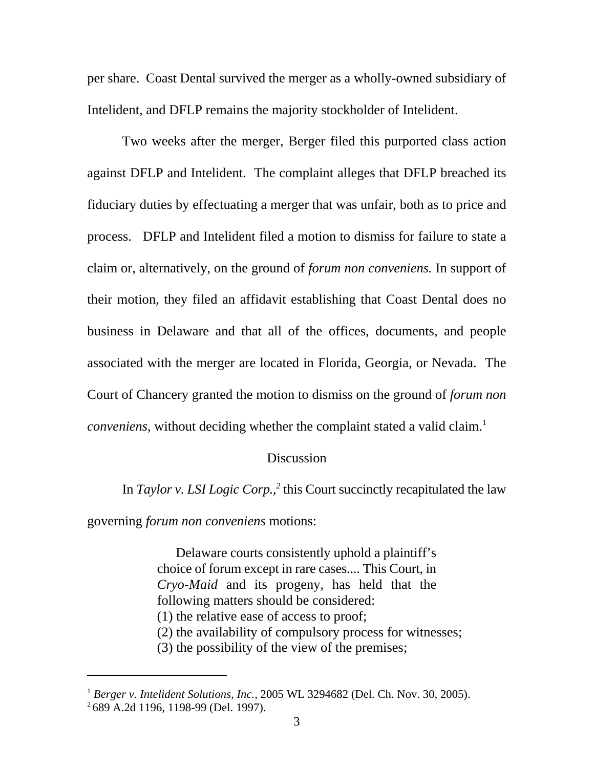per share. Coast Dental survived the merger as a wholly-owned subsidiary of Intelident, and DFLP remains the majority stockholder of Intelident.

Two weeks after the merger, Berger filed this purported class action against DFLP and Intelident. The complaint alleges that DFLP breached its fiduciary duties by effectuating a merger that was unfair, both as to price and process. DFLP and Intelident filed a motion to dismiss for failure to state a claim or, alternatively, on the ground of *forum non conveniens.* In support of their motion, they filed an affidavit establishing that Coast Dental does no business in Delaware and that all of the offices, documents, and people associated with the merger are located in Florida, Georgia, or Nevada. The Court of Chancery granted the motion to dismiss on the ground of *forum non conveniens,* without deciding whether the complaint stated a valid claim.[1]

## Discussion

In *Taylor v. LSI Logic Corp.,*[2] this Court succinctly recapitulated the law governing *forum non conveniens* motions:

> Delaware courts consistently uphold a plaintiff's choice of forum except in rare cases.... This Court, in *Cryo-Maid* and its progeny, has held that the following matters should be considered:
> (1) the relative ease of access to proof;
> (2) the availability of compulsory process for witnesses;
> (3) the possibility of the view of the premises;

---

[1] *Berger v. Intelident Solutions, Inc.*, 2005 WL 3294682 (Del. Ch. Nov. 30, 2005).
[2] 689 A.2d 1196, 1198-99 (Del. 1997).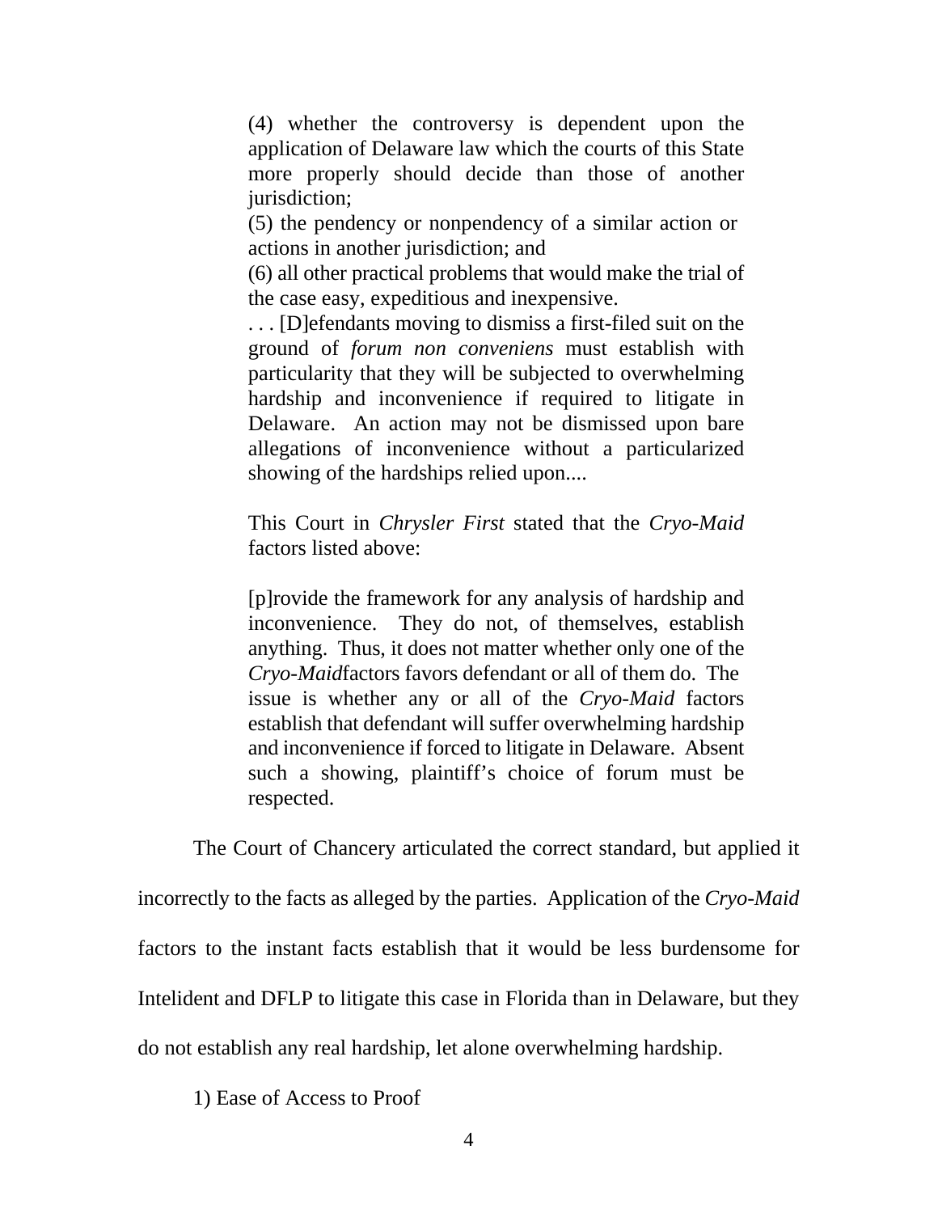> (4) whether the controversy is dependent upon the application of Delaware law which the courts of this State more properly should decide than those of another jurisdiction;
> (5) the pendency or nonpendency of a similar action or actions in another jurisdiction; and
> (6) all other practical problems that would make the trial of the case easy, expeditious and inexpensive.
> . . . [D]efendants moving to dismiss a first-filed suit on the ground of *forum non conveniens* must establish with particularity that they will be subjected to overwhelming hardship and inconvenience if required to litigate in Delaware. An action may not be dismissed upon bare allegations of inconvenience without a particularized showing of the hardships relied upon....
>
> This Court in *Chrysler First* stated that the *Cryo-Maid* factors listed above:
>
> [p]rovide the framework for any analysis of hardship and inconvenience. They do not, of themselves, establish anything. Thus, it does not matter whether only one of the *Cryo-Maid*factors favors defendant or all of them do. The issue is whether any or all of the *Cryo-Maid* factors establish that defendant will suffer overwhelming hardship and inconvenience if forced to litigate in Delaware. Absent such a showing, plaintiff's choice of forum must be respected.

The Court of Chancery articulated the correct standard, but applied it incorrectly to the facts as alleged by the parties. Application of the *Cryo-Maid* factors to the instant facts establish that it would be less burdensome for Intelident and DFLP to litigate this case in Florida than in Delaware, but they do not establish any real hardship, let alone overwhelming hardship.

1) Ease of Access to Proof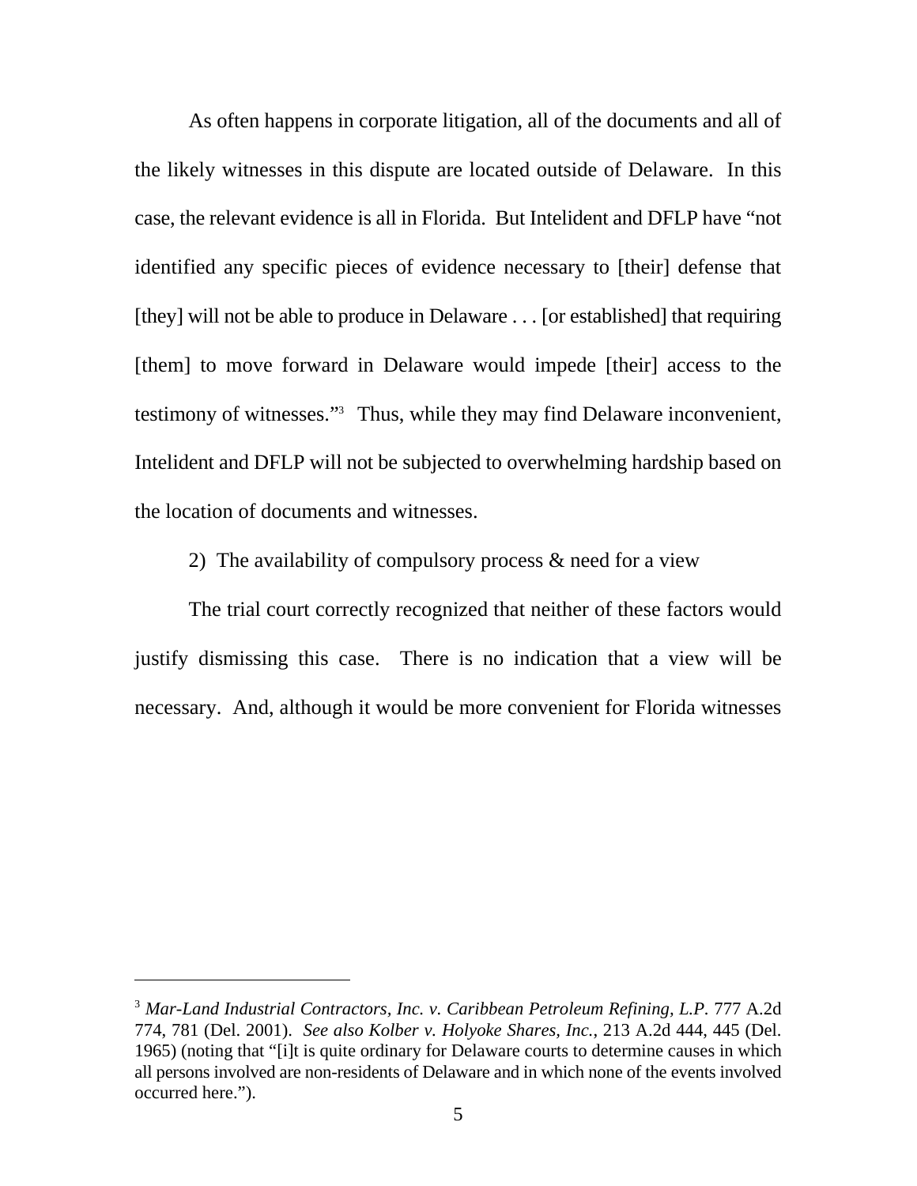As often happens in corporate litigation, all of the documents and all of the likely witnesses in this dispute are located outside of Delaware. In this case, the relevant evidence is all in Florida. But Intelident and DFLP have "not identified any specific pieces of evidence necessary to [their] defense that [they] will not be able to produce in Delaware . . . [or established] that requiring [them] to move forward in Delaware would impede [their] access to the testimony of witnesses."[3] Thus, while they may find Delaware inconvenient, Intelident and DFLP will not be subjected to overwhelming hardship based on the location of documents and witnesses.

2) The availability of compulsory process & need for a view

The trial court correctly recognized that neither of these factors would justify dismissing this case. There is no indication that a view will be necessary. And, although it would be more convenient for Florida witnesses

---

[3] *Mar-Land Industrial Contractors, Inc. v. Caribbean Petroleum Refining, L.P.* 777 A.2d 774, 781 (Del. 2001). *See also Kolber v. Holyoke Shares, Inc.*, 213 A.2d 444, 445 (Del. 1965) (noting that "[i]t is quite ordinary for Delaware courts to determine causes in which all persons involved are non-residents of Delaware and in which none of the events involved occurred here.").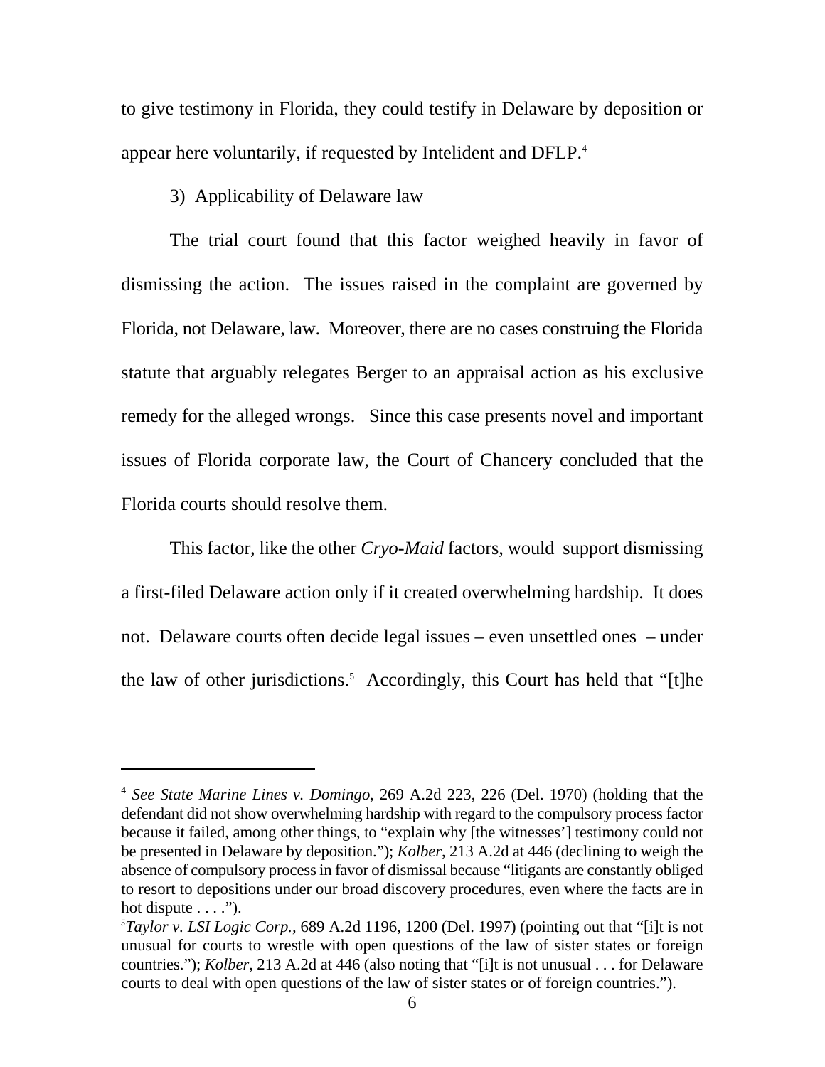to give testimony in Florida, they could testify in Delaware by deposition or appear here voluntarily, if requested by Intelident and DFLP.[4]

3) Applicability of Delaware law

The trial court found that this factor weighed heavily in favor of dismissing the action. The issues raised in the complaint are governed by Florida, not Delaware, law. Moreover, there are no cases construing the Florida statute that arguably relegates Berger to an appraisal action as his exclusive remedy for the alleged wrongs. Since this case presents novel and important issues of Florida corporate law, the Court of Chancery concluded that the Florida courts should resolve them.

This factor, like the other *Cryo-Maid* factors, would support dismissing a first-filed Delaware action only if it created overwhelming hardship. It does not. Delaware courts often decide legal issues – even unsettled ones – under the law of other jurisdictions.[5] Accordingly, this Court has held that "[t]he

---

[4] *See State Marine Lines v. Domingo*, 269 A.2d 223, 226 (Del. 1970) (holding that the defendant did not show overwhelming hardship with regard to the compulsory process factor because it failed, among other things, to "explain why [the witnesses'] testimony could not be presented in Delaware by deposition."); *Kolber*, 213 A.2d at 446 (declining to weigh the absence of compulsory process in favor of dismissal because "litigants are constantly obliged to resort to depositions under our broad discovery procedures, even where the facts are in hot dispute . . . .").

[5] *Taylor v. LSI Logic Corp.*, 689 A.2d 1196, 1200 (Del. 1997) (pointing out that "[i]t is not unusual for courts to wrestle with open questions of the law of sister states or foreign countries."); *Kolber*, 213 A.2d at 446 (also noting that "[i]t is not unusual . . . for Delaware courts to deal with open questions of the law of sister states or of foreign countries.").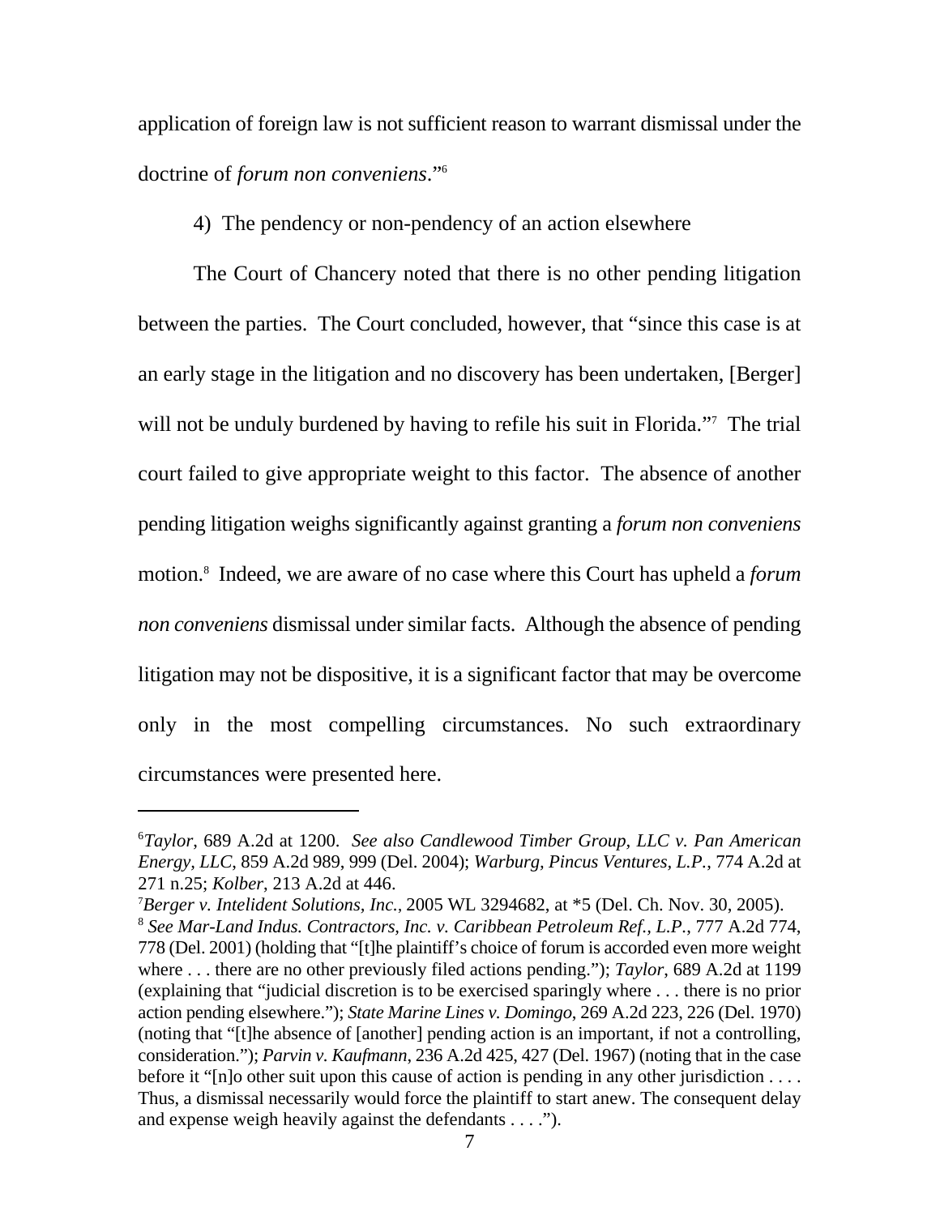application of foreign law is not sufficient reason to warrant dismissal under the doctrine of *forum non conveniens*."[6]

4) The pendency or non-pendency of an action elsewhere

The Court of Chancery noted that there is no other pending litigation between the parties. The Court concluded, however, that "since this case is at an early stage in the litigation and no discovery has been undertaken, [Berger] will not be unduly burdened by having to refile his suit in Florida."[7] The trial court failed to give appropriate weight to this factor. The absence of another pending litigation weighs significantly against granting a *forum non conveniens* motion.[8] Indeed, we are aware of no case where this Court has upheld a *forum non conveniens* dismissal under similar facts. Although the absence of pending litigation may not be dispositive, it is a significant factor that may be overcome only in the most compelling circumstances. No such extraordinary circumstances were presented here.

---

[6] *Taylor*, 689 A.2d at 1200. *See also Candlewood Timber Group, LLC v. Pan American Energy, LLC*, 859 A.2d 989, 999 (Del. 2004); *Warburg, Pincus Ventures, L.P.*, 774 A.2d at 271 n.25; *Kolber*, 213 A.2d at 446.

[7] *Berger v. Intelident Solutions, Inc.*, 2005 WL 3294682, at *5 (Del. Ch. Nov. 30, 2005).

[8] *See Mar-Land Indus. Contractors, Inc. v. Caribbean Petroleum Ref., L.P.*, 777 A.2d 774, 778 (Del. 2001) (holding that "[t]he plaintiff's choice of forum is accorded even more weight where . . . there are no other previously filed actions pending."); *Taylor*, 689 A.2d at 1199 (explaining that "judicial discretion is to be exercised sparingly where . . . there is no prior action pending elsewhere."); *State Marine Lines v. Domingo*, 269 A.2d 223, 226 (Del. 1970) (noting that "[t]he absence of [another] pending action is an important, if not a controlling, consideration."); *Parvin v. Kaufmann*, 236 A.2d 425, 427 (Del. 1967) (noting that in the case before it "[n]o other suit upon this cause of action is pending in any other jurisdiction . . . . Thus, a dismissal necessarily would force the plaintiff to start anew. The consequent delay and expense weigh heavily against the defendants . . . .").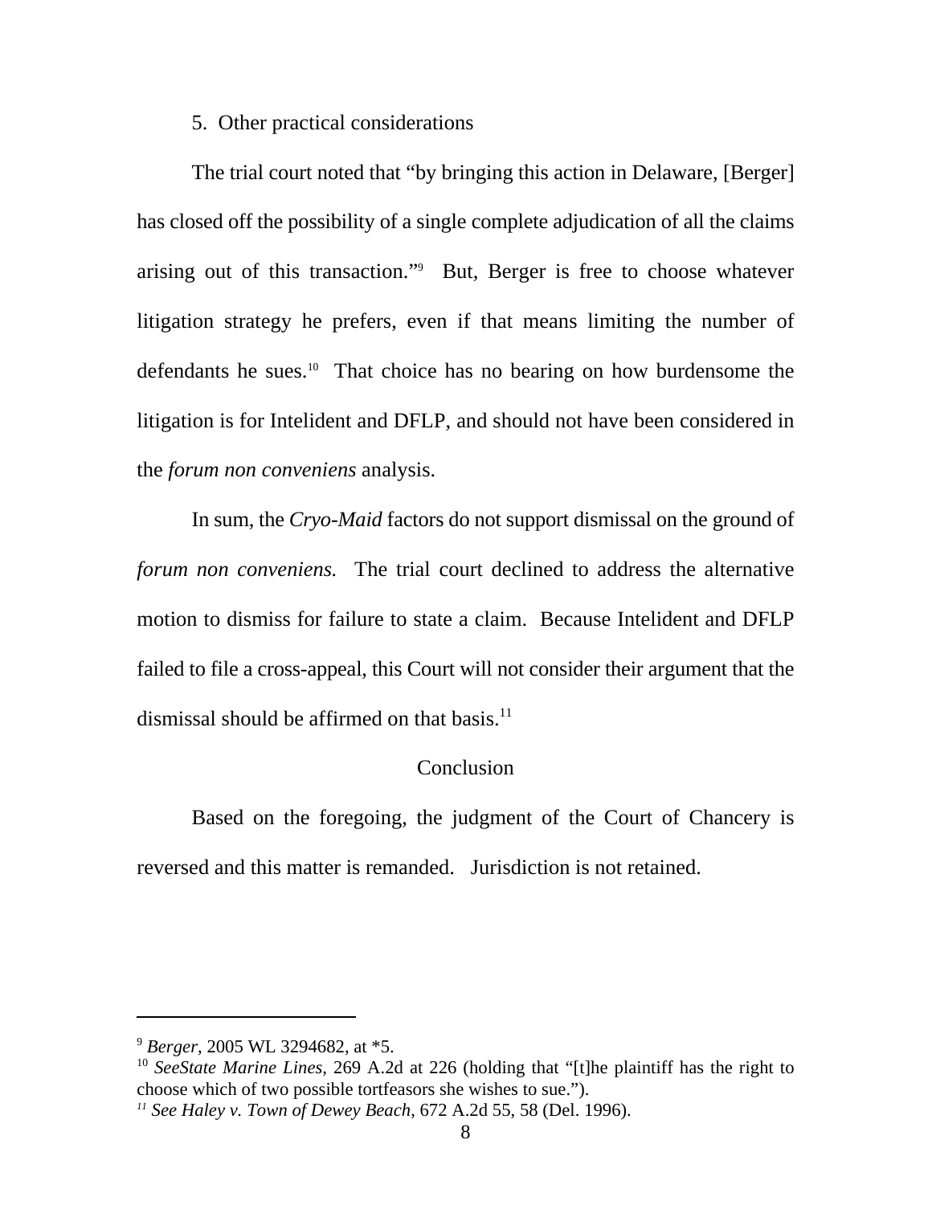5. Other practical considerations

The trial court noted that "by bringing this action in Delaware, [Berger] has closed off the possibility of a single complete adjudication of all the claims arising out of this transaction."[9] But, Berger is free to choose whatever litigation strategy he prefers, even if that means limiting the number of defendants he sues.[10] That choice has no bearing on how burdensome the litigation is for Intelident and DFLP, and should not have been considered in the *forum non conveniens* analysis.

In sum, the *Cryo-Maid* factors do not support dismissal on the ground of *forum non conveniens.* The trial court declined to address the alternative motion to dismiss for failure to state a claim. Because Intelident and DFLP failed to file a cross-appeal, this Court will not consider their argument that the dismissal should be affirmed on that basis.[11]

Conclusion

Based on the foregoing, the judgment of the Court of Chancery is reversed and this matter is remanded. Jurisdiction is not retained.

---

[9] *Berger*, 2005 WL 3294682, at *5.

[10] *SeeState Marine Lines*, 269 A.2d at 226 (holding that "[t]he plaintiff has the right to choose which of two possible tortfeasors she wishes to sue.").

[11] *See Haley v. Town of Dewey Beach*, 672 A.2d 55, 58 (Del. 1996).